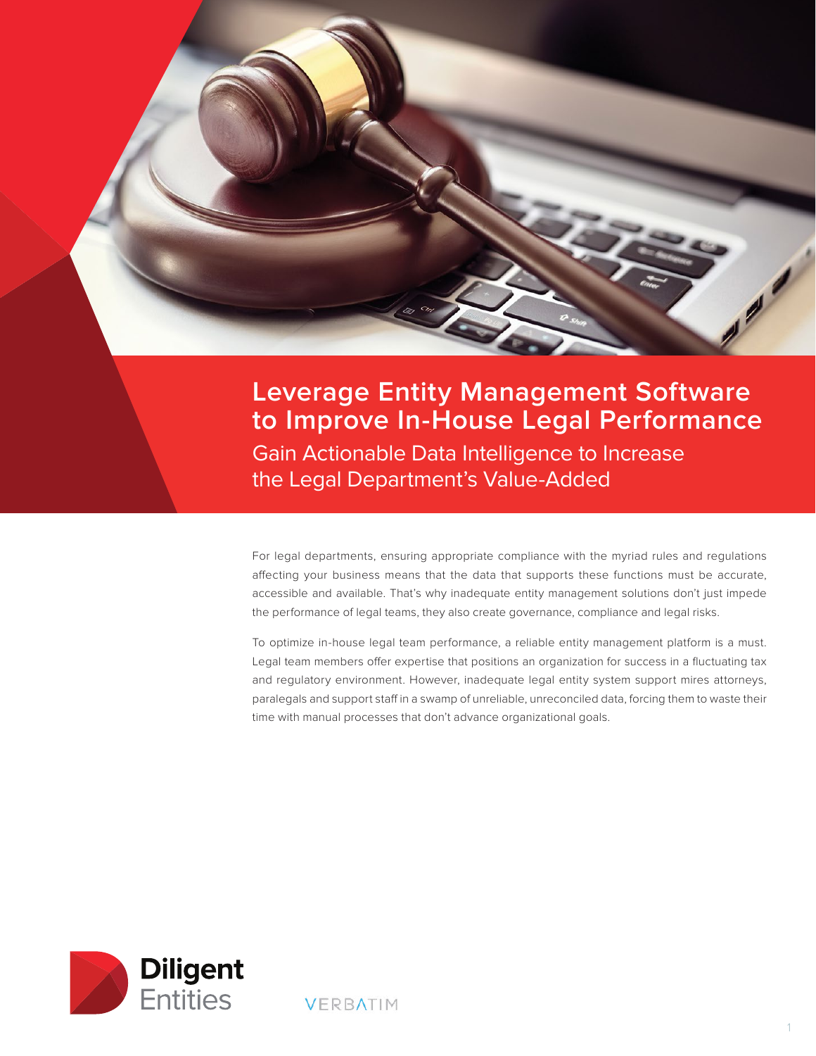# Leverage Entity Management Software to Improve In-House Legal Performance

## Gain Actionable Data Intelligence to Increase the Legal Department's Value-Added

For legal departments, ensuring appropriate compliance with the myriad rules and regulations affecting your business means that the data that supports these functions must be accurate, accessible and available. That's why inadequate entity management solutions don't just impede the performance of legal teams, they also create governance, compliance and legal risks.

To optimize in-house legal team performance, a reliable entity management platform is a must. Legal team members offer expertise that positions an organization for success in a fluctuating tax and regulatory environment. However, inadequate legal entity system support mires attorneys, paralegals and support staff in a swamp of unreliable, unreconciled data, forcing them to waste their time with manual processes that don't advance organizational goals.

Diligent Entities

VERBATIM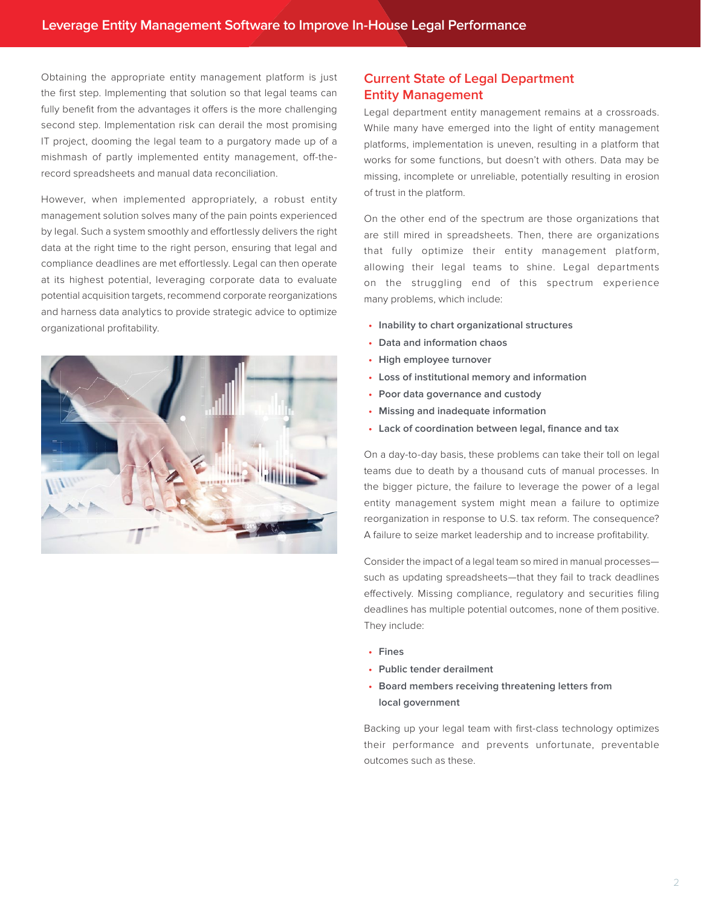Obtaining the appropriate entity management platform is just the first step. Implementing that solution so that legal teams can fully benefit from the advantages it offers is the more challenging second step. Implementation risk can derail the most promising IT project, dooming the legal team to a purgatory made up of a mishmash of partly implemented entity management, off-the-record spreadsheets and manual data reconciliation.

However, when implemented appropriately, a robust entity management solution solves many of the pain points experienced by legal. Such a system smoothly and effortlessly delivers the right data at the right time to the right person, ensuring that legal and compliance deadlines are met effortlessly. Legal can then operate at its highest potential, leveraging corporate data to evaluate potential acquisition targets, recommend corporate reorganizations and harness data analytics to provide strategic advice to optimize organizational profitability.

## Current State of Legal Department Entity Management

Legal department entity management remains at a crossroads. While many have emerged into the light of entity management platforms, implementation is uneven, resulting in a platform that works for some functions, but doesn't with others. Data may be missing, incomplete or unreliable, potentially resulting in erosion of trust in the platform.

On the other end of the spectrum are those organizations that are still mired in spreadsheets. Then, there are organizations that fully optimize their entity management platform, allowing their legal teams to shine. Legal departments on the struggling end of this spectrum experience many problems, which include:

- **Inability to chart organizational structures**
- **Data and information chaos**
- **High employee turnover**
- **Loss of institutional memory and information**
- **Poor data governance and custody**
- **Missing and inadequate information**
- **Lack of coordination between legal, finance and tax**

On a day-to-day basis, these problems can take their toll on legal teams due to death by a thousand cuts of manual processes. In the bigger picture, the failure to leverage the power of a legal entity management system might mean a failure to optimize reorganization in response to U.S. tax reform. The consequence? A failure to seize market leadership and to increase profitability.

Consider the impact of a legal team so mired in manual processes—such as updating spreadsheets—that they fail to track deadlines effectively. Missing compliance, regulatory and securities filing deadlines has multiple potential outcomes, none of them positive. They include:

- **Fines**
- **Public tender derailment**
- **Board members receiving threatening letters from local government**

Backing up your legal team with first-class technology optimizes their performance and prevents unfortunate, preventable outcomes such as these.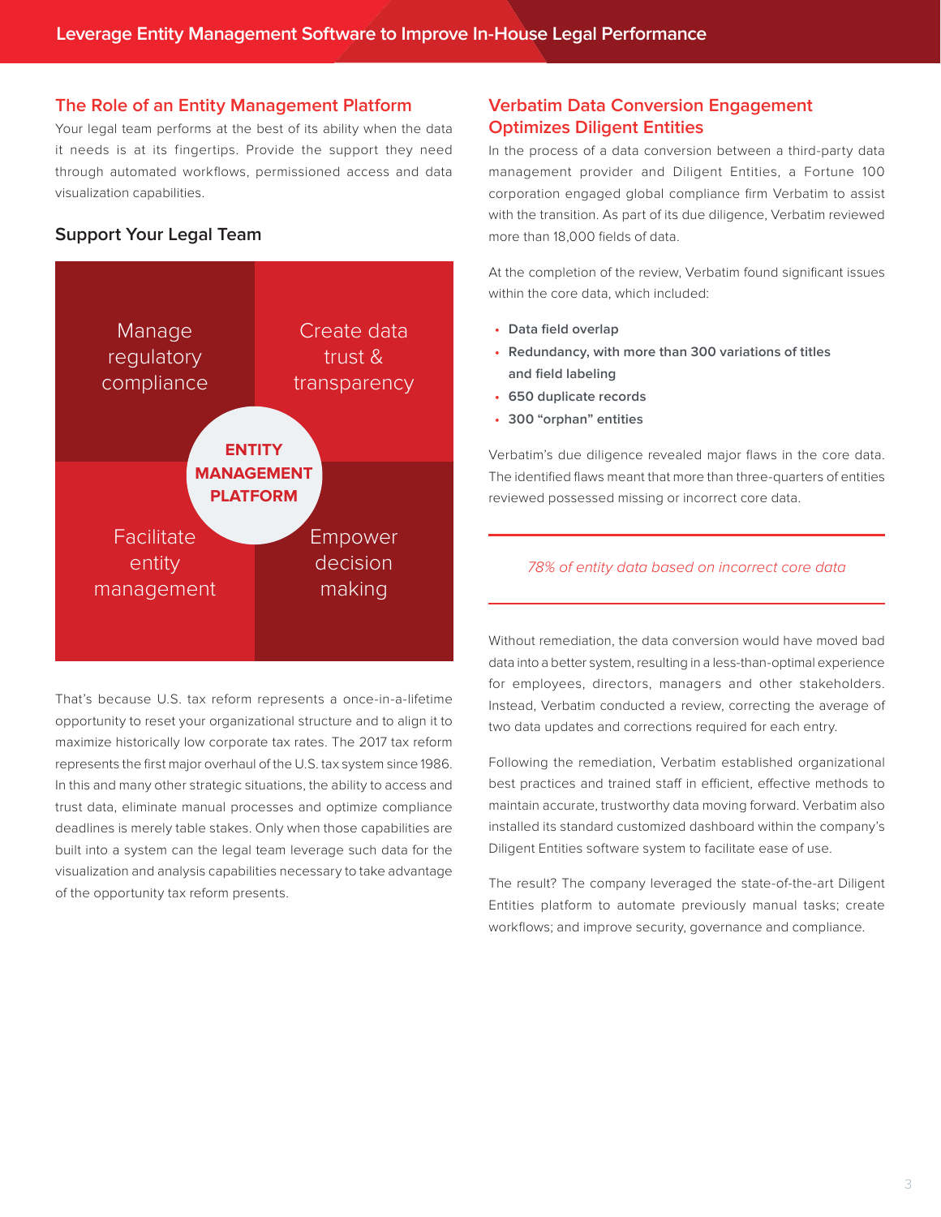## The Role of an Entity Management Platform

Your legal team performs at the best of its ability when the data it needs is at its fingertips. Provide the support they need through automated workflows, permissioned access and data visualization capabilities.

### Support Your Legal Team

Manage regulatory compliance

Create data trust & transparency

**ENTITY MANAGEMENT PLATFORM**

Facilitate entity management

Empower decision making

That's because U.S. tax reform represents a once-in-a-lifetime opportunity to reset your organizational structure and to align it to maximize historically low corporate tax rates. The 2017 tax reform represents the first major overhaul of the U.S. tax system since 1986. In this and many other strategic situations, the ability to access and trust data, eliminate manual processes and optimize compliance deadlines is merely table stakes. Only when those capabilities are built into a system can the legal team leverage such data for the visualization and analysis capabilities necessary to take advantage of the opportunity tax reform presents.

## Verbatim Data Conversion Engagement Optimizes Diligent Entities

In the process of a data conversion between a third-party data management provider and Diligent Entities, a Fortune 100 corporation engaged global compliance firm Verbatim to assist with the transition. As part of its due diligence, Verbatim reviewed more than 18,000 fields of data.

At the completion of the review, Verbatim found significant issues within the core data, which included:

- **Data field overlap**
- **Redundancy, with more than 300 variations of titles and field labeling**
- **650 duplicate records**
- **300 "orphan" entities**

Verbatim's due diligence revealed major flaws in the core data. The identified flaws meant that more than three-quarters of entities reviewed possessed missing or incorrect core data.

*78% of entity data based on incorrect core data*

Without remediation, the data conversion would have moved bad data into a better system, resulting in a less-than-optimal experience for employees, directors, managers and other stakeholders. Instead, Verbatim conducted a review, correcting the average of two data updates and corrections required for each entry.

Following the remediation, Verbatim established organizational best practices and trained staff in efficient, effective methods to maintain accurate, trustworthy data moving forward. Verbatim also installed its standard customized dashboard within the company's Diligent Entities software system to facilitate ease of use.

The result? The company leveraged the state-of-the-art Diligent Entities platform to automate previously manual tasks; create workflows; and improve security, governance and compliance.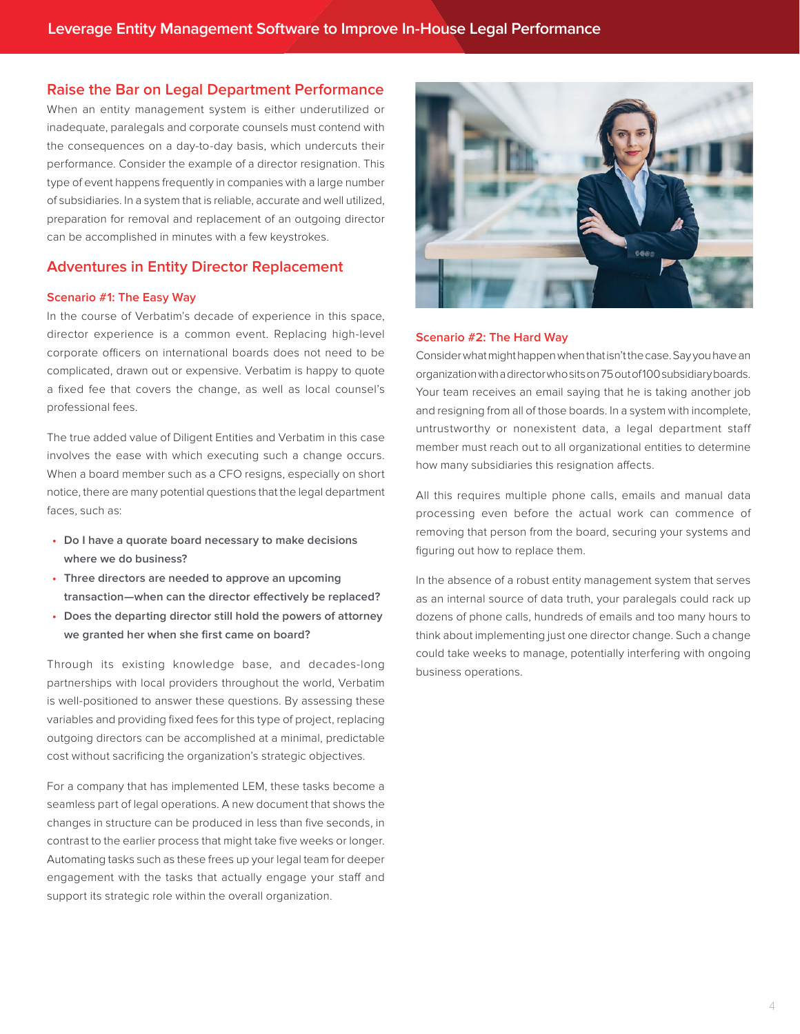## Raise the Bar on Legal Department Performance

When an entity management system is either underutilized or inadequate, paralegals and corporate counsels must contend with the consequences on a day-to-day basis, which undercuts their performance. Consider the example of a director resignation. This type of event happens frequently in companies with a large number of subsidiaries. In a system that is reliable, accurate and well utilized, preparation for removal and replacement of an outgoing director can be accomplished in minutes with a few keystrokes.

## Adventures in Entity Director Replacement

### Scenario #1: The Easy Way

In the course of Verbatim's decade of experience in this space, director experience is a common event. Replacing high-level corporate officers on international boards does not need to be complicated, drawn out or expensive. Verbatim is happy to quote a fixed fee that covers the change, as well as local counsel's professional fees.

The true added value of Diligent Entities and Verbatim in this case involves the ease with which executing such a change occurs. When a board member such as a CFO resigns, especially on short notice, there are many potential questions that the legal department faces, such as:

- **Do I have a quorate board necessary to make decisions where we do business?**
- **Three directors are needed to approve an upcoming transaction—when can the director effectively be replaced?**
- **Does the departing director still hold the powers of attorney we granted her when she first came on board?**

Through its existing knowledge base, and decades-long partnerships with local providers throughout the world, Verbatim is well-positioned to answer these questions. By assessing these variables and providing fixed fees for this type of project, replacing outgoing directors can be accomplished at a minimal, predictable cost without sacrificing the organization's strategic objectives.

For a company that has implemented LEM, these tasks become a seamless part of legal operations. A new document that shows the changes in structure can be produced in less than five seconds, in contrast to the earlier process that might take five weeks or longer. Automating tasks such as these frees up your legal team for deeper engagement with the tasks that actually engage your staff and support its strategic role within the overall organization.

### Scenario #2: The Hard Way

Consider what might happen when that isn't the case. Say you have an organization with a director who sits on 75 out of 100 subsidiary boards. Your team receives an email saying that he is taking another job and resigning from all of those boards. In a system with incomplete, untrustworthy or nonexistent data, a legal department staff member must reach out to all organizational entities to determine how many subsidiaries this resignation affects.

All this requires multiple phone calls, emails and manual data processing even before the actual work can commence of removing that person from the board, securing your systems and figuring out how to replace them.

In the absence of a robust entity management system that serves as an internal source of data truth, your paralegals could rack up dozens of phone calls, hundreds of emails and too many hours to think about implementing just one director change. Such a change could take weeks to manage, potentially interfering with ongoing business operations.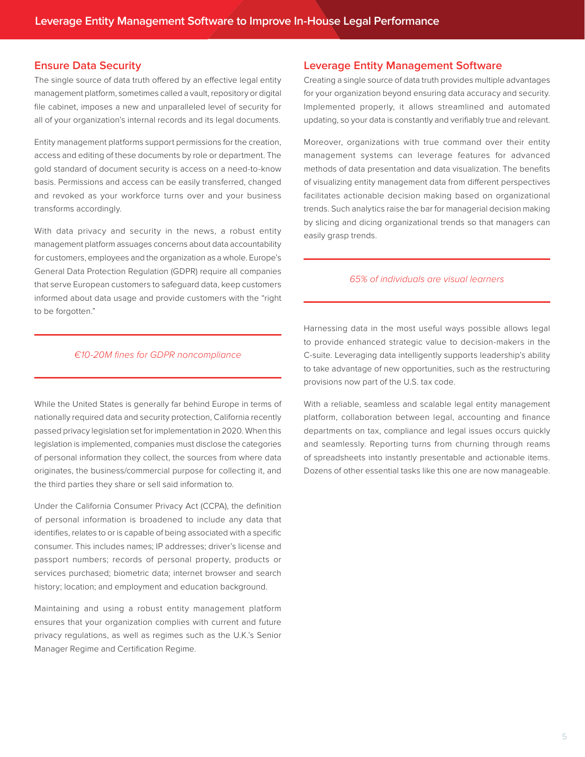## Ensure Data Security

The single source of data truth offered by an effective legal entity management platform, sometimes called a vault, repository or digital file cabinet, imposes a new and unparalleled level of security for all of your organization's internal records and its legal documents.

Entity management platforms support permissions for the creation, access and editing of these documents by role or department. The gold standard of document security is access on a need-to-know basis. Permissions and access can be easily transferred, changed and revoked as your workforce turns over and your business transforms accordingly.

With data privacy and security in the news, a robust entity management platform assuages concerns about data accountability for customers, employees and the organization as a whole. Europe's General Data Protection Regulation (GDPR) require all companies that serve European customers to safeguard data, keep customers informed about data usage and provide customers with the "right to be forgotten."

*€10-20M fines for GDPR noncompliance*

While the United States is generally far behind Europe in terms of nationally required data and security protection, California recently passed privacy legislation set for implementation in 2020. When this legislation is implemented, companies must disclose the categories of personal information they collect, the sources from where data originates, the business/commercial purpose for collecting it, and the third parties they share or sell said information to.

Under the California Consumer Privacy Act (CCPA), the definition of personal information is broadened to include any data that identifies, relates to or is capable of being associated with a specific consumer. This includes names; IP addresses; driver's license and passport numbers; records of personal property, products or services purchased; biometric data; internet browser and search history; location; and employment and education background.

Maintaining and using a robust entity management platform ensures that your organization complies with current and future privacy regulations, as well as regimes such as the U.K.'s Senior Manager Regime and Certification Regime.

## Leverage Entity Management Software

Creating a single source of data truth provides multiple advantages for your organization beyond ensuring data accuracy and security. Implemented properly, it allows streamlined and automated updating, so your data is constantly and verifiably true and relevant.

Moreover, organizations with true command over their entity management systems can leverage features for advanced methods of data presentation and data visualization. The benefits of visualizing entity management data from different perspectives facilitates actionable decision making based on organizational trends. Such analytics raise the bar for managerial decision making by slicing and dicing organizational trends so that managers can easily grasp trends.

*65% of individuals are visual learners*

Harnessing data in the most useful ways possible allows legal to provide enhanced strategic value to decision-makers in the C-suite. Leveraging data intelligently supports leadership's ability to take advantage of new opportunities, such as the restructuring provisions now part of the U.S. tax code.

With a reliable, seamless and scalable legal entity management platform, collaboration between legal, accounting and finance departments on tax, compliance and legal issues occurs quickly and seamlessly. Reporting turns from churning through reams of spreadsheets into instantly presentable and actionable items. Dozens of other essential tasks like this one are now manageable.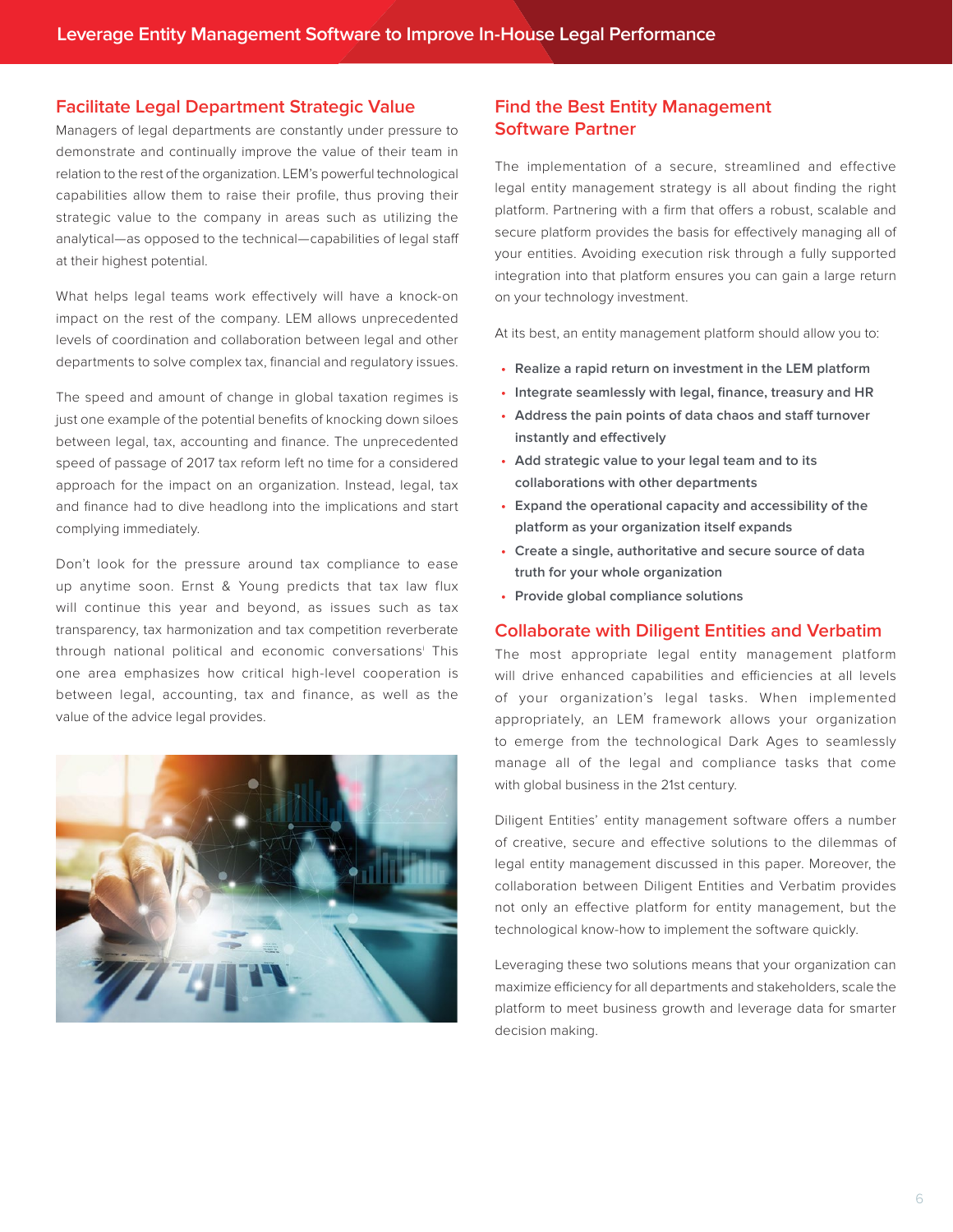## Facilitate Legal Department Strategic Value

Managers of legal departments are constantly under pressure to demonstrate and continually improve the value of their team in relation to the rest of the organization. LEM's powerful technological capabilities allow them to raise their profile, thus proving their strategic value to the company in areas such as utilizing the analytical—as opposed to the technical—capabilities of legal staff at their highest potential.

What helps legal teams work effectively will have a knock-on impact on the rest of the company. LEM allows unprecedented levels of coordination and collaboration between legal and other departments to solve complex tax, financial and regulatory issues.

The speed and amount of change in global taxation regimes is just one example of the potential benefits of knocking down siloes between legal, tax, accounting and finance. The unprecedented speed of passage of 2017 tax reform left no time for a considered approach for the impact on an organization. Instead, legal, tax and finance had to dive headlong into the implications and start complying immediately.

Don't look for the pressure around tax compliance to ease up anytime soon. Ernst & Young predicts that tax law flux will continue this year and beyond, as issues such as tax transparency, tax harmonization and tax competition reverberate through national political and economic conversations[i] This one area emphasizes how critical high-level cooperation is between legal, accounting, tax and finance, as well as the value of the advice legal provides.

## Find the Best Entity Management Software Partner

The implementation of a secure, streamlined and effective legal entity management strategy is all about finding the right platform. Partnering with a firm that offers a robust, scalable and secure platform provides the basis for effectively managing all of your entities. Avoiding execution risk through a fully supported integration into that platform ensures you can gain a large return on your technology investment.

At its best, an entity management platform should allow you to:

- **Realize a rapid return on investment in the LEM platform**
- **Integrate seamlessly with legal, finance, treasury and HR**
- **Address the pain points of data chaos and staff turnover instantly and effectively**
- **Add strategic value to your legal team and to its collaborations with other departments**
- **Expand the operational capacity and accessibility of the platform as your organization itself expands**
- **Create a single, authoritative and secure source of data truth for your whole organization**
- **Provide global compliance solutions**

## Collaborate with Diligent Entities and Verbatim

The most appropriate legal entity management platform will drive enhanced capabilities and efficiencies at all levels of your organization's legal tasks. When implemented appropriately, an LEM framework allows your organization to emerge from the technological Dark Ages to seamlessly manage all of the legal and compliance tasks that come with global business in the 21st century.

Diligent Entities' entity management software offers a number of creative, secure and effective solutions to the dilemmas of legal entity management discussed in this paper. Moreover, the collaboration between Diligent Entities and Verbatim provides not only an effective platform for entity management, but the technological know-how to implement the software quickly.

Leveraging these two solutions means that your organization can maximize efficiency for all departments and stakeholders, scale the platform to meet business growth and leverage data for smarter decision making.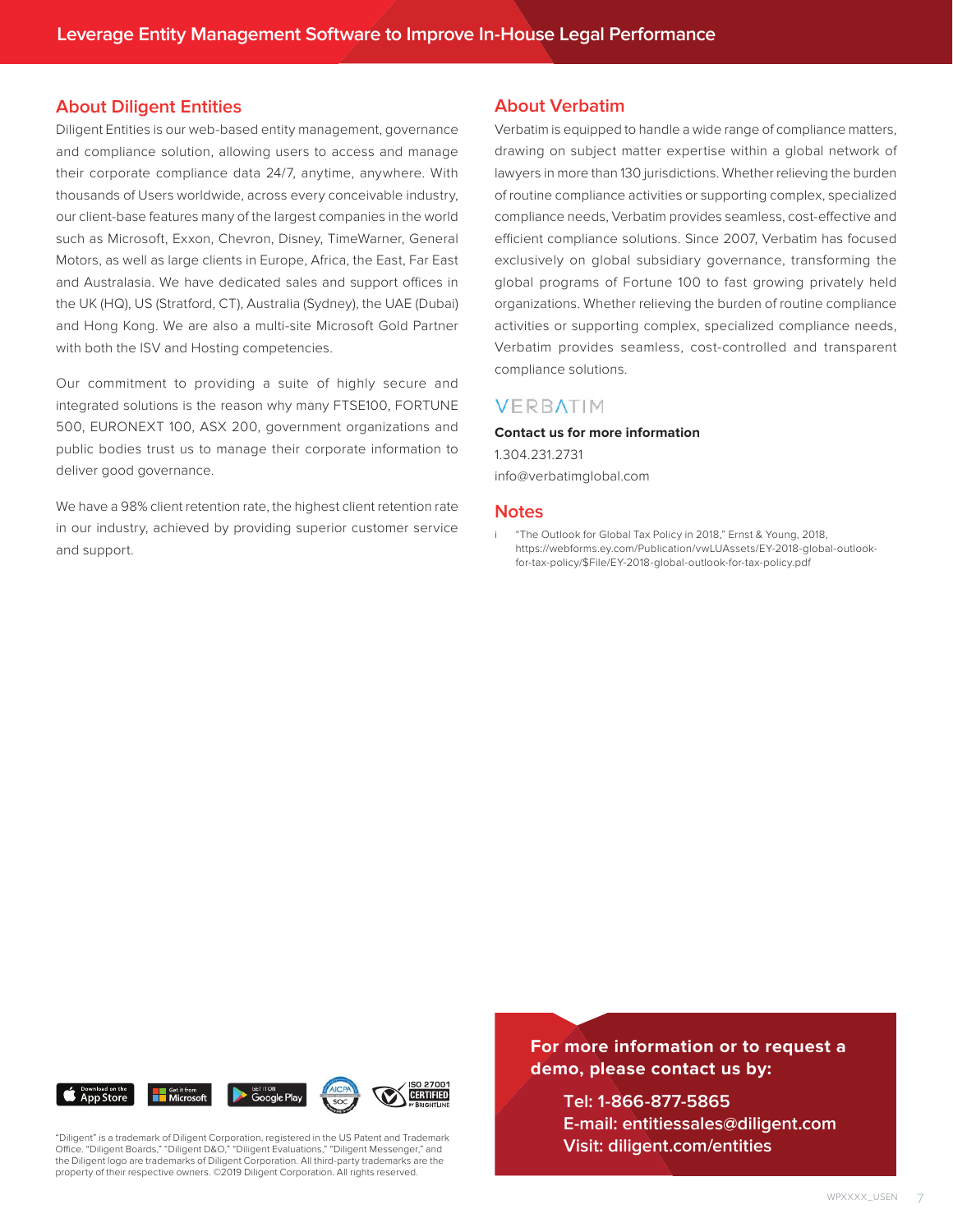## About Diligent Entities

Diligent Entities is our web-based entity management, governance and compliance solution, allowing users to access and manage their corporate compliance data 24/7, anytime, anywhere. With thousands of Users worldwide, across every conceivable industry, our client-base features many of the largest companies in the world such as Microsoft, Exxon, Chevron, Disney, TimeWarner, General Motors, as well as large clients in Europe, Africa, the East, Far East and Australasia. We have dedicated sales and support offices in the UK (HQ), US (Stratford, CT), Australia (Sydney), the UAE (Dubai) and Hong Kong. We are also a multi-site Microsoft Gold Partner with both the ISV and Hosting competencies.

Our commitment to providing a suite of highly secure and integrated solutions is the reason why many FTSE100, FORTUNE 500, EURONEXT 100, ASX 200, government organizations and public bodies trust us to manage their corporate information to deliver good governance.

We have a 98% client retention rate, the highest client retention rate in our industry, achieved by providing superior customer service and support.

## About Verbatim

Verbatim is equipped to handle a wide range of compliance matters, drawing on subject matter expertise within a global network of lawyers in more than 130 jurisdictions. Whether relieving the burden of routine compliance activities or supporting complex, specialized compliance needs, Verbatim provides seamless, cost-effective and efficient compliance solutions. Since 2007, Verbatim has focused exclusively on global subsidiary governance, transforming the global programs of Fortune 100 to fast growing privately held organizations. Whether relieving the burden of routine compliance activities or supporting complex, specialized compliance needs, Verbatim provides seamless, cost-controlled and transparent compliance solutions.

VERBATIM

**Contact us for more information**

1.304.231.2731

info@verbatimglobal.com

## Notes

i "The Outlook for Global Tax Policy in 2018," Ernst & Young, 2018, https://webforms.ey.com/Publication/vwLUAssets/EY-2018-global-outlook-for-tax-policy/$File/EY-2018-global-outlook-for-tax-policy.pdf

"Diligent" is a trademark of Diligent Corporation, registered in the US Patent and Trademark Office. "Diligent Boards," "Diligent D&O," "Diligent Evaluations," "Diligent Messenger," and the Diligent logo are trademarks of Diligent Corporation. All third-party trademarks are the property of their respective owners. ©2019 Diligent Corporation. All rights reserved.

**For more information or to request a demo, please contact us by:**

**Tel: 1-866-877-5865**
**E-mail: entitiessales@diligent.com**
**Visit: diligent.com/entities**